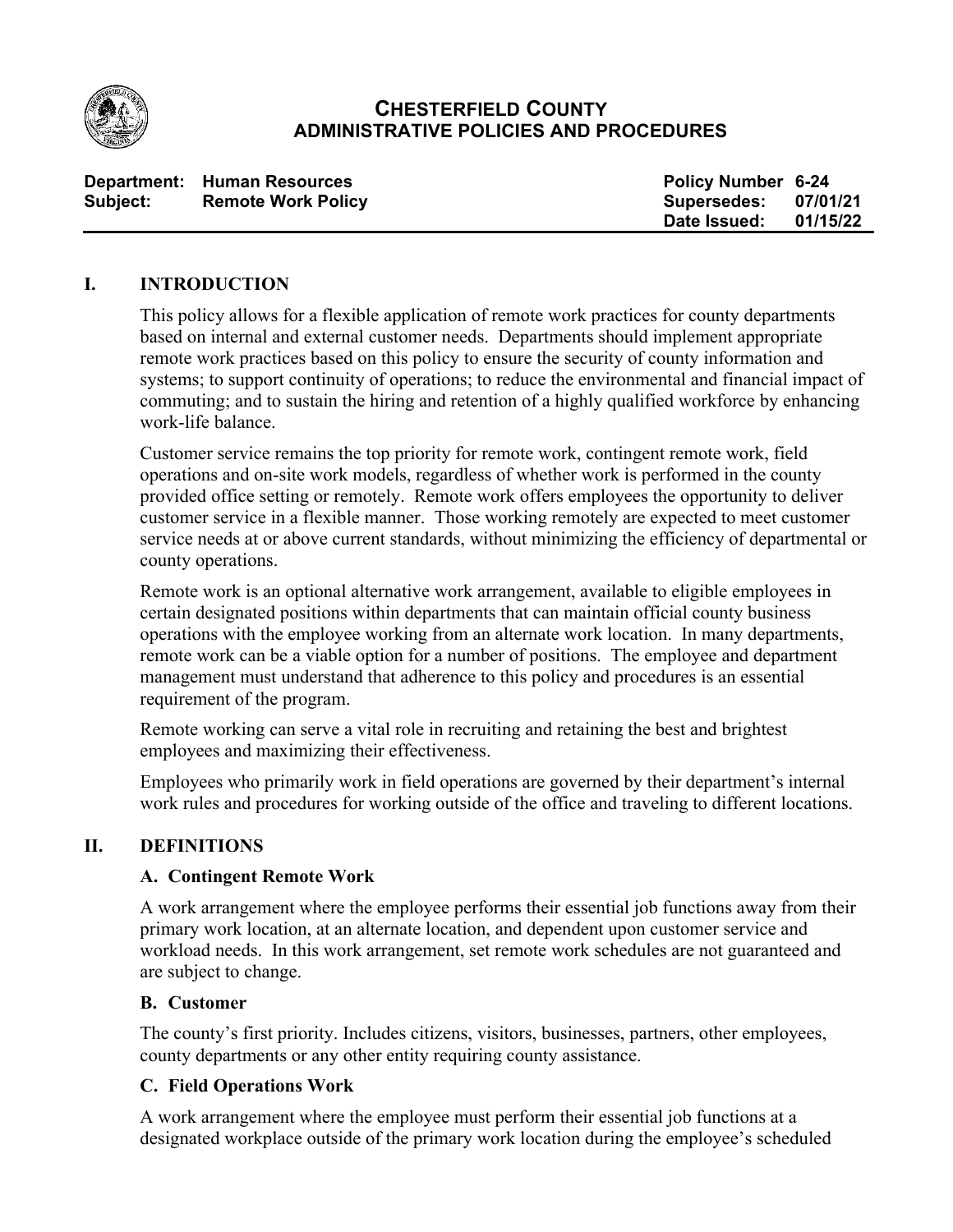# CHESTERFIELD COUNTY
## ADMINISTRATIVE POLICIES AND PROCEDURES

| | | | |
|---|---|---|---|
| **Department:** | **Human Resources** | **Policy Number** | **6-24** |
| **Subject:** | **Remote Work Policy** | **Supersedes:** | **07/01/21** |
| | | **Date Issued:** | **01/15/22** |

## I. INTRODUCTION

This policy allows for a flexible application of remote work practices for county departments based on internal and external customer needs. Departments should implement appropriate remote work practices based on this policy to ensure the security of county information and systems; to support continuity of operations; to reduce the environmental and financial impact of commuting; and to sustain the hiring and retention of a highly qualified workforce by enhancing work-life balance.

Customer service remains the top priority for remote work, contingent remote work, field operations and on-site work models, regardless of whether work is performed in the county provided office setting or remotely. Remote work offers employees the opportunity to deliver customer service in a flexible manner. Those working remotely are expected to meet customer service needs at or above current standards, without minimizing the efficiency of departmental or county operations.

Remote work is an optional alternative work arrangement, available to eligible employees in certain designated positions within departments that can maintain official county business operations with the employee working from an alternate work location. In many departments, remote work can be a viable option for a number of positions. The employee and department management must understand that adherence to this policy and procedures is an essential requirement of the program.

Remote working can serve a vital role in recruiting and retaining the best and brightest employees and maximizing their effectiveness.

Employees who primarily work in field operations are governed by their department's internal work rules and procedures for working outside of the office and traveling to different locations.

## II. DEFINITIONS

### A. Contingent Remote Work

A work arrangement where the employee performs their essential job functions away from their primary work location, at an alternate location, and dependent upon customer service and workload needs. In this work arrangement, set remote work schedules are not guaranteed and are subject to change.

### B. Customer

The county's first priority. Includes citizens, visitors, businesses, partners, other employees, county departments or any other entity requiring county assistance.

### C. Field Operations Work

A work arrangement where the employee must perform their essential job functions at a designated workplace outside of the primary work location during the employee's scheduled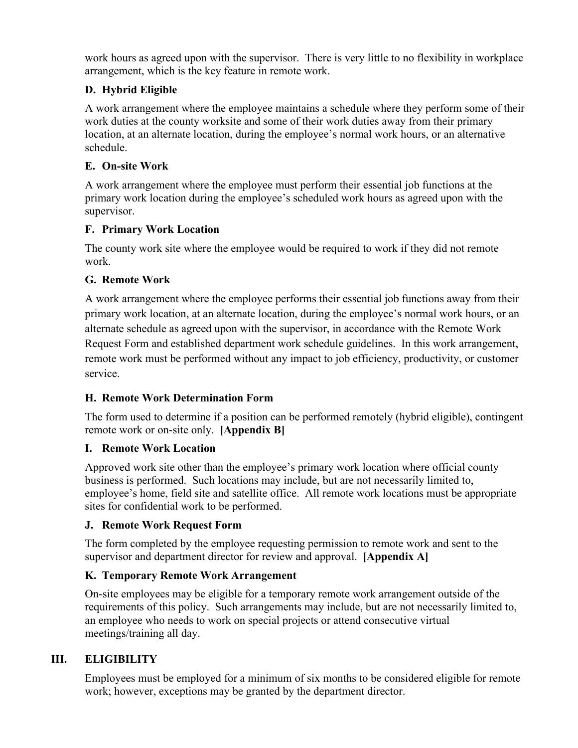work hours as agreed upon with the supervisor. There is very little to no flexibility in workplace arrangement, which is the key feature in remote work.

### D. Hybrid Eligible

A work arrangement where the employee maintains a schedule where they perform some of their work duties at the county worksite and some of their work duties away from their primary location, at an alternate location, during the employee's normal work hours, or an alternative schedule.

### E. On-site Work

A work arrangement where the employee must perform their essential job functions at the primary work location during the employee's scheduled work hours as agreed upon with the supervisor.

### F. Primary Work Location

The county work site where the employee would be required to work if they did not remote work.

### G. Remote Work

A work arrangement where the employee performs their essential job functions away from their primary work location, at an alternate location, during the employee's normal work hours, or an alternate schedule as agreed upon with the supervisor, in accordance with the Remote Work Request Form and established department work schedule guidelines. In this work arrangement, remote work must be performed without any impact to job efficiency, productivity, or customer service.

### H. Remote Work Determination Form

The form used to determine if a position can be performed remotely (hybrid eligible), contingent remote work or on-site only. **[Appendix B]**

### I. Remote Work Location

Approved work site other than the employee's primary work location where official county business is performed. Such locations may include, but are not necessarily limited to, employee's home, field site and satellite office. All remote work locations must be appropriate sites for confidential work to be performed.

### J. Remote Work Request Form

The form completed by the employee requesting permission to remote work and sent to the supervisor and department director for review and approval. **[Appendix A]**

### K. Temporary Remote Work Arrangement

On-site employees may be eligible for a temporary remote work arrangement outside of the requirements of this policy. Such arrangements may include, but are not necessarily limited to, an employee who needs to work on special projects or attend consecutive virtual meetings/training all day.

## III. ELIGIBILITY

Employees must be employed for a minimum of six months to be considered eligible for remote work; however, exceptions may be granted by the department director.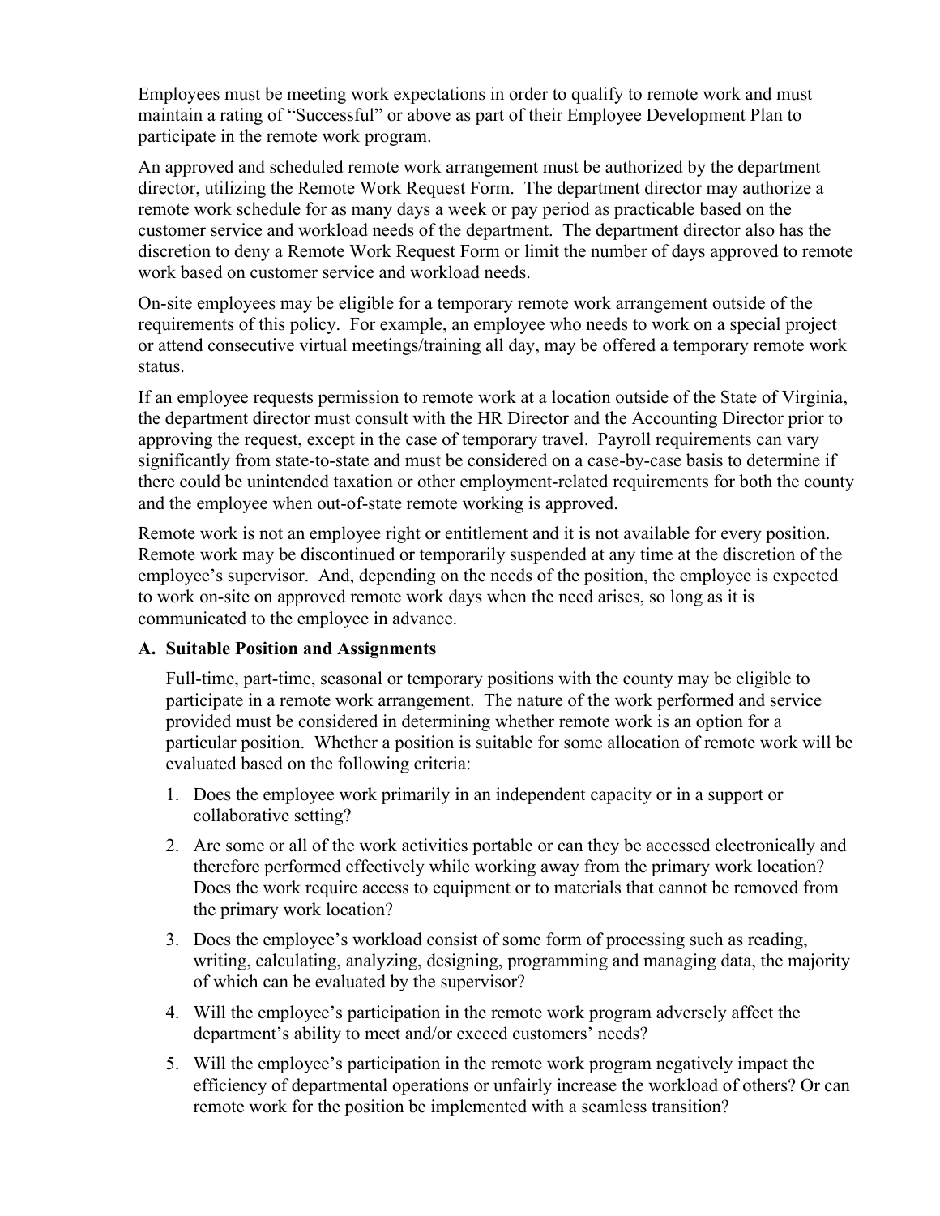Employees must be meeting work expectations in order to qualify to remote work and must maintain a rating of "Successful" or above as part of their Employee Development Plan to participate in the remote work program.

An approved and scheduled remote work arrangement must be authorized by the department director, utilizing the Remote Work Request Form. The department director may authorize a remote work schedule for as many days a week or pay period as practicable based on the customer service and workload needs of the department. The department director also has the discretion to deny a Remote Work Request Form or limit the number of days approved to remote work based on customer service and workload needs.

On-site employees may be eligible for a temporary remote work arrangement outside of the requirements of this policy. For example, an employee who needs to work on a special project or attend consecutive virtual meetings/training all day, may be offered a temporary remote work status.

If an employee requests permission to remote work at a location outside of the State of Virginia, the department director must consult with the HR Director and the Accounting Director prior to approving the request, except in the case of temporary travel. Payroll requirements can vary significantly from state-to-state and must be considered on a case-by-case basis to determine if there could be unintended taxation or other employment-related requirements for both the county and the employee when out-of-state remote working is approved.

Remote work is not an employee right or entitlement and it is not available for every position. Remote work may be discontinued or temporarily suspended at any time at the discretion of the employee's supervisor. And, depending on the needs of the position, the employee is expected to work on-site on approved remote work days when the need arises, so long as it is communicated to the employee in advance.

**A. Suitable Position and Assignments**

Full-time, part-time, seasonal or temporary positions with the county may be eligible to participate in a remote work arrangement. The nature of the work performed and service provided must be considered in determining whether remote work is an option for a particular position. Whether a position is suitable for some allocation of remote work will be evaluated based on the following criteria:

1. Does the employee work primarily in an independent capacity or in a support or collaborative setting?
2. Are some or all of the work activities portable or can they be accessed electronically and therefore performed effectively while working away from the primary work location? Does the work require access to equipment or to materials that cannot be removed from the primary work location?
3. Does the employee's workload consist of some form of processing such as reading, writing, calculating, analyzing, designing, programming and managing data, the majority of which can be evaluated by the supervisor?
4. Will the employee's participation in the remote work program adversely affect the department's ability to meet and/or exceed customers' needs?
5. Will the employee's participation in the remote work program negatively impact the efficiency of departmental operations or unfairly increase the workload of others? Or can remote work for the position be implemented with a seamless transition?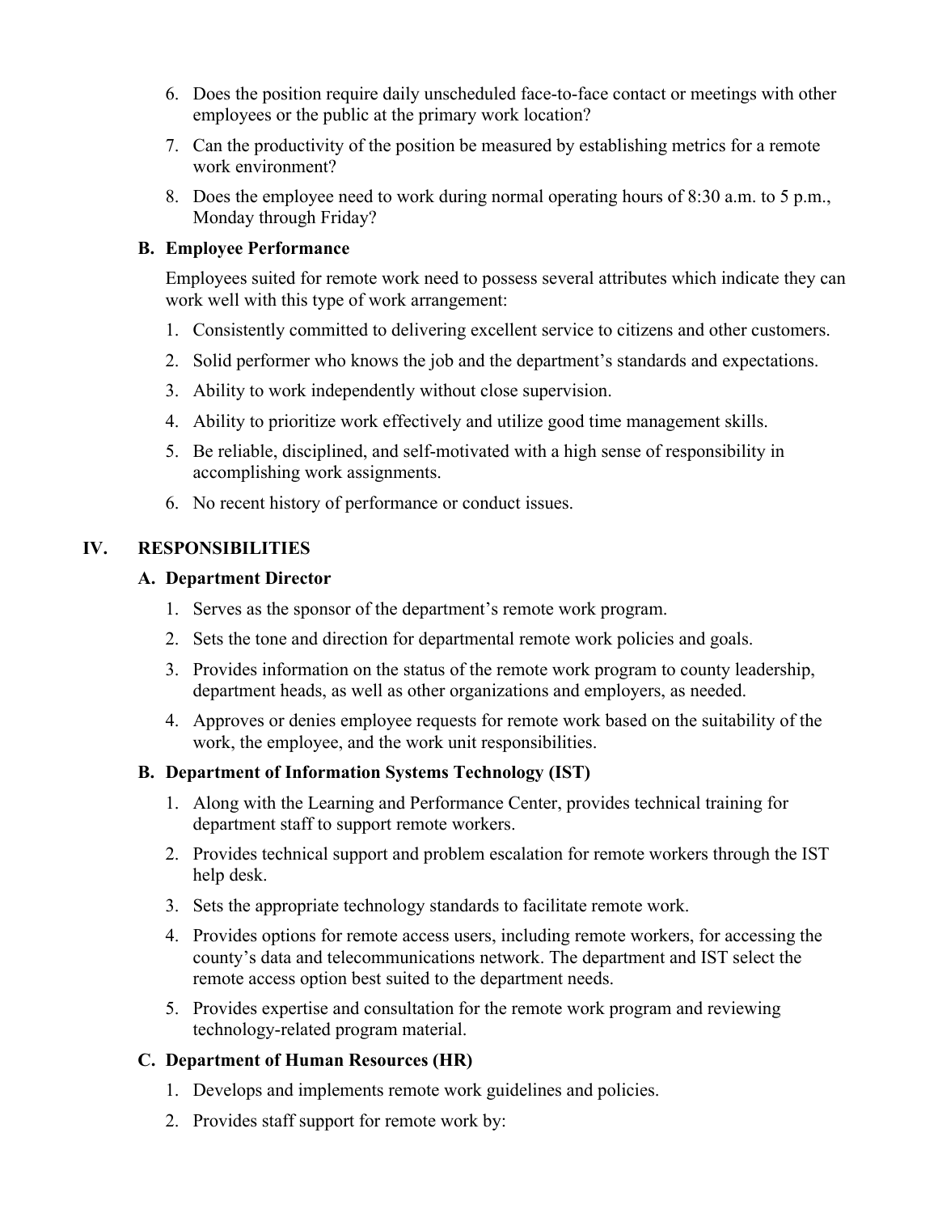6. Does the position require daily unscheduled face-to-face contact or meetings with other employees or the public at the primary work location?
7. Can the productivity of the position be measured by establishing metrics for a remote work environment?
8. Does the employee need to work during normal operating hours of 8:30 a.m. to 5 p.m., Monday through Friday?

### B. Employee Performance

Employees suited for remote work need to possess several attributes which indicate they can work well with this type of work arrangement:

1. Consistently committed to delivering excellent service to citizens and other customers.
2. Solid performer who knows the job and the department's standards and expectations.
3. Ability to work independently without close supervision.
4. Ability to prioritize work effectively and utilize good time management skills.
5. Be reliable, disciplined, and self-motivated with a high sense of responsibility in accomplishing work assignments.
6. No recent history of performance or conduct issues.

## IV. RESPONSIBILITIES

### A. Department Director

1. Serves as the sponsor of the department's remote work program.
2. Sets the tone and direction for departmental remote work policies and goals.
3. Provides information on the status of the remote work program to county leadership, department heads, as well as other organizations and employers, as needed.
4. Approves or denies employee requests for remote work based on the suitability of the work, the employee, and the work unit responsibilities.

### B. Department of Information Systems Technology (IST)

1. Along with the Learning and Performance Center, provides technical training for department staff to support remote workers.
2. Provides technical support and problem escalation for remote workers through the IST help desk.
3. Sets the appropriate technology standards to facilitate remote work.
4. Provides options for remote access users, including remote workers, for accessing the county's data and telecommunications network. The department and IST select the remote access option best suited to the department needs.
5. Provides expertise and consultation for the remote work program and reviewing technology-related program material.

### C. Department of Human Resources (HR)

1. Develops and implements remote work guidelines and policies.
2. Provides staff support for remote work by: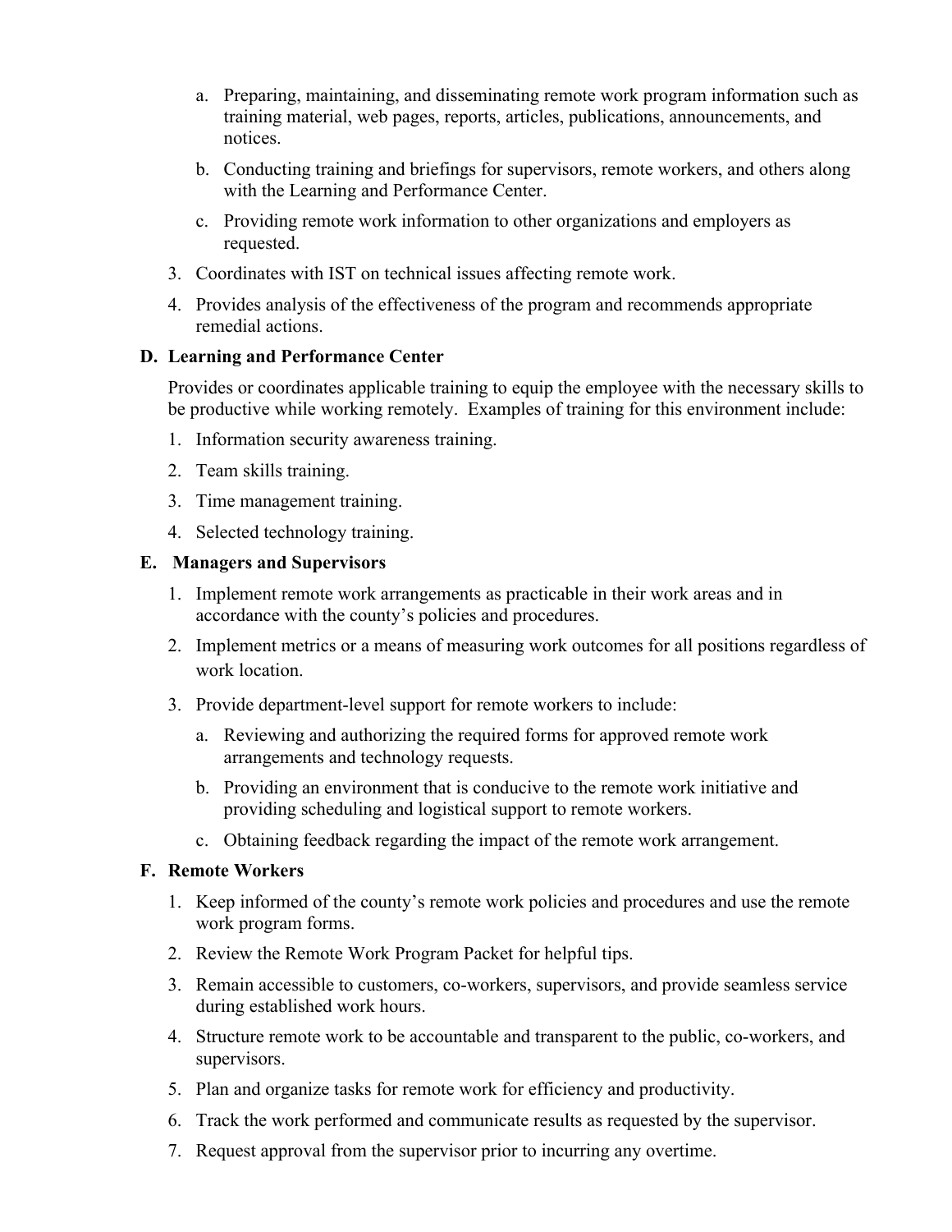a. Preparing, maintaining, and disseminating remote work program information such as training material, web pages, reports, articles, publications, announcements, and notices.

   b. Conducting training and briefings for supervisors, remote workers, and others along with the Learning and Performance Center.

   c. Providing remote work information to other organizations and employers as requested.

3. Coordinates with IST on technical issues affecting remote work.

4. Provides analysis of the effectiveness of the program and recommends appropriate remedial actions.

**D. Learning and Performance Center**

Provides or coordinates applicable training to equip the employee with the necessary skills to be productive while working remotely. Examples of training for this environment include:

1. Information security awareness training.
2. Team skills training.
3. Time management training.
4. Selected technology training.

**E. Managers and Supervisors**

1. Implement remote work arrangements as practicable in their work areas and in accordance with the county's policies and procedures.

2. Implement metrics or a means of measuring work outcomes for all positions regardless of work location.

3. Provide department-level support for remote workers to include:

   a. Reviewing and authorizing the required forms for approved remote work arrangements and technology requests.

   b. Providing an environment that is conducive to the remote work initiative and providing scheduling and logistical support to remote workers.

   c. Obtaining feedback regarding the impact of the remote work arrangement.

**F. Remote Workers**

1. Keep informed of the county's remote work policies and procedures and use the remote work program forms.

2. Review the Remote Work Program Packet for helpful tips.

3. Remain accessible to customers, co-workers, supervisors, and provide seamless service during established work hours.

4. Structure remote work to be accountable and transparent to the public, co-workers, and supervisors.

5. Plan and organize tasks for remote work for efficiency and productivity.

6. Track the work performed and communicate results as requested by the supervisor.

7. Request approval from the supervisor prior to incurring any overtime.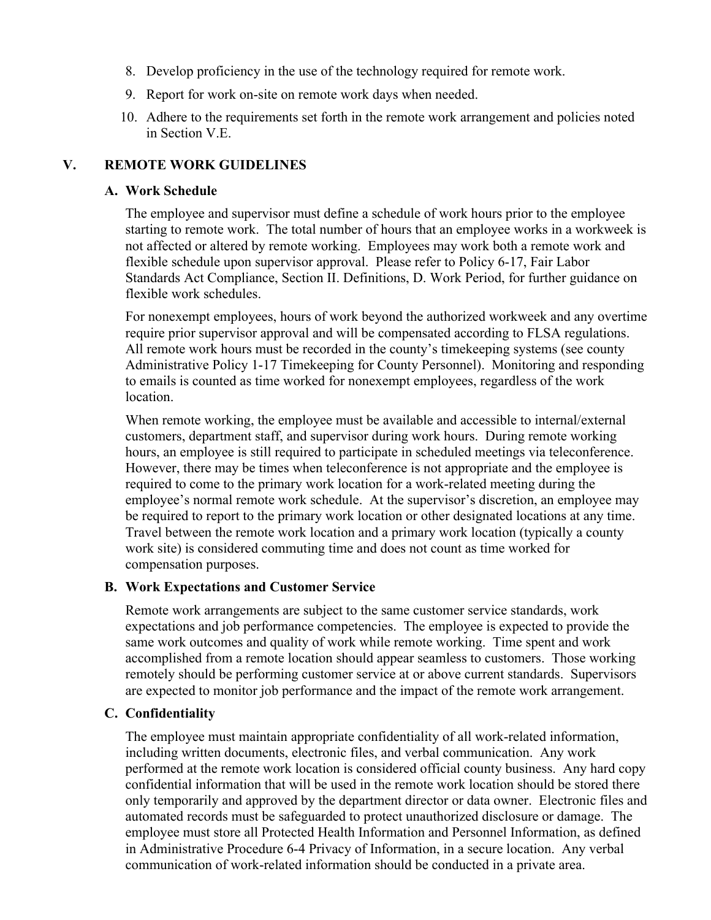8. Develop proficiency in the use of the technology required for remote work.
9. Report for work on-site on remote work days when needed.
10. Adhere to the requirements set forth in the remote work arrangement and policies noted in Section V.E.

## V. REMOTE WORK GUIDELINES

### A. Work Schedule

The employee and supervisor must define a schedule of work hours prior to the employee starting to remote work. The total number of hours that an employee works in a workweek is not affected or altered by remote working. Employees may work both a remote work and flexible schedule upon supervisor approval. Please refer to Policy 6-17, Fair Labor Standards Act Compliance, Section II. Definitions, D. Work Period, for further guidance on flexible work schedules.

For nonexempt employees, hours of work beyond the authorized workweek and any overtime require prior supervisor approval and will be compensated according to FLSA regulations. All remote work hours must be recorded in the county's timekeeping systems (see county Administrative Policy 1-17 Timekeeping for County Personnel). Monitoring and responding to emails is counted as time worked for nonexempt employees, regardless of the work location.

When remote working, the employee must be available and accessible to internal/external customers, department staff, and supervisor during work hours. During remote working hours, an employee is still required to participate in scheduled meetings via teleconference. However, there may be times when teleconference is not appropriate and the employee is required to come to the primary work location for a work-related meeting during the employee's normal remote work schedule. At the supervisor's discretion, an employee may be required to report to the primary work location or other designated locations at any time. Travel between the remote work location and a primary work location (typically a county work site) is considered commuting time and does not count as time worked for compensation purposes.

### B. Work Expectations and Customer Service

Remote work arrangements are subject to the same customer service standards, work expectations and job performance competencies. The employee is expected to provide the same work outcomes and quality of work while remote working. Time spent and work accomplished from a remote location should appear seamless to customers. Those working remotely should be performing customer service at or above current standards. Supervisors are expected to monitor job performance and the impact of the remote work arrangement.

### C. Confidentiality

The employee must maintain appropriate confidentiality of all work-related information, including written documents, electronic files, and verbal communication. Any work performed at the remote work location is considered official county business. Any hard copy confidential information that will be used in the remote work location should be stored there only temporarily and approved by the department director or data owner. Electronic files and automated records must be safeguarded to protect unauthorized disclosure or damage. The employee must store all Protected Health Information and Personnel Information, as defined in Administrative Procedure 6-4 Privacy of Information, in a secure location. Any verbal communication of work-related information should be conducted in a private area.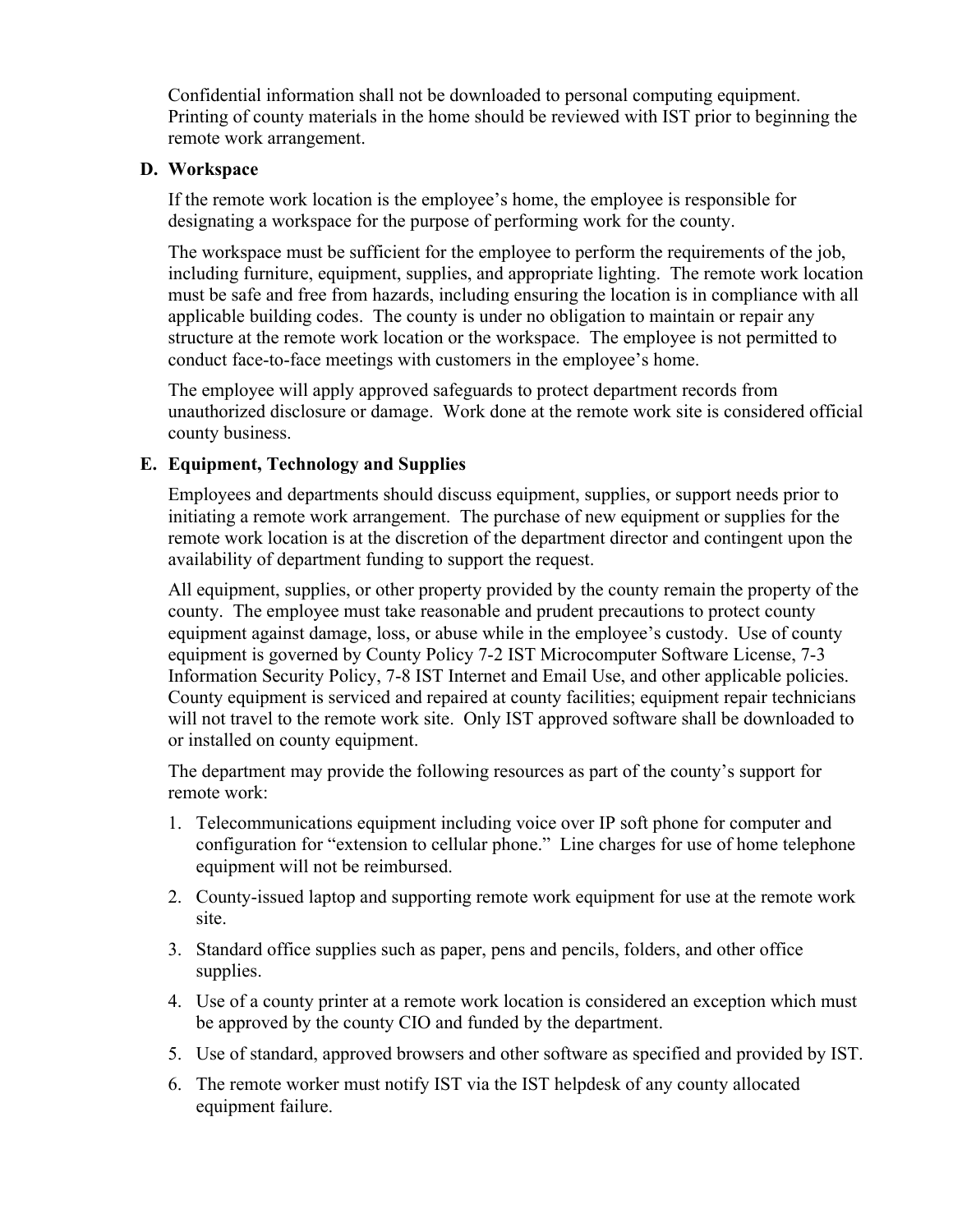Confidential information shall not be downloaded to personal computing equipment. Printing of county materials in the home should be reviewed with IST prior to beginning the remote work arrangement.

**D. Workspace**

If the remote work location is the employee's home, the employee is responsible for designating a workspace for the purpose of performing work for the county.

The workspace must be sufficient for the employee to perform the requirements of the job, including furniture, equipment, supplies, and appropriate lighting. The remote work location must be safe and free from hazards, including ensuring the location is in compliance with all applicable building codes. The county is under no obligation to maintain or repair any structure at the remote work location or the workspace. The employee is not permitted to conduct face-to-face meetings with customers in the employee's home.

The employee will apply approved safeguards to protect department records from unauthorized disclosure or damage. Work done at the remote work site is considered official county business.

**E. Equipment, Technology and Supplies**

Employees and departments should discuss equipment, supplies, or support needs prior to initiating a remote work arrangement. The purchase of new equipment or supplies for the remote work location is at the discretion of the department director and contingent upon the availability of department funding to support the request.

All equipment, supplies, or other property provided by the county remain the property of the county. The employee must take reasonable and prudent precautions to protect county equipment against damage, loss, or abuse while in the employee's custody. Use of county equipment is governed by County Policy 7-2 IST Microcomputer Software License, 7-3 Information Security Policy, 7-8 IST Internet and Email Use, and other applicable policies. County equipment is serviced and repaired at county facilities; equipment repair technicians will not travel to the remote work site. Only IST approved software shall be downloaded to or installed on county equipment.

The department may provide the following resources as part of the county's support for remote work:

1. Telecommunications equipment including voice over IP soft phone for computer and configuration for "extension to cellular phone." Line charges for use of home telephone equipment will not be reimbursed.
2. County-issued laptop and supporting remote work equipment for use at the remote work site.
3. Standard office supplies such as paper, pens and pencils, folders, and other office supplies.
4. Use of a county printer at a remote work location is considered an exception which must be approved by the county CIO and funded by the department.
5. Use of standard, approved browsers and other software as specified and provided by IST.
6. The remote worker must notify IST via the IST helpdesk of any county allocated equipment failure.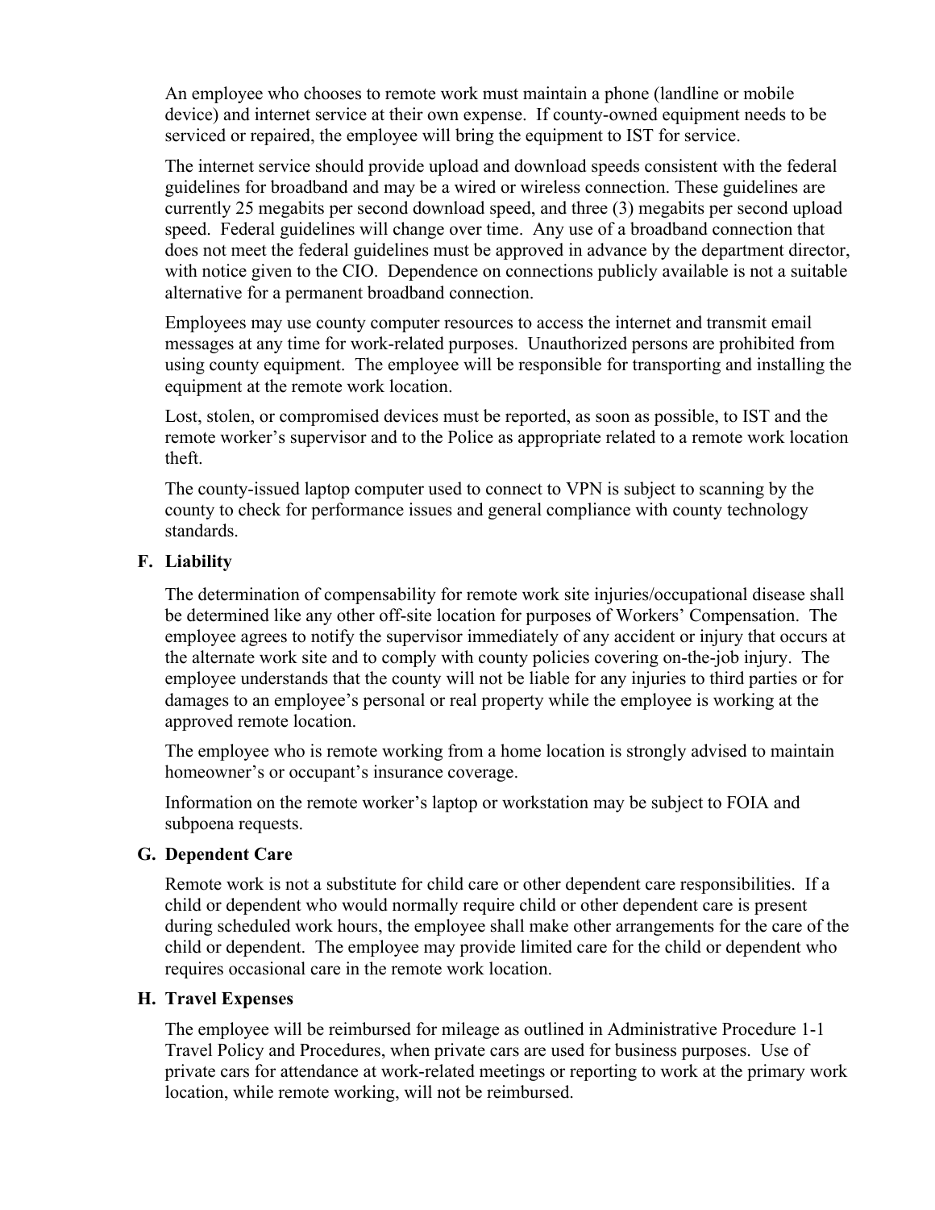An employee who chooses to remote work must maintain a phone (landline or mobile device) and internet service at their own expense. If county-owned equipment needs to be serviced or repaired, the employee will bring the equipment to IST for service.

The internet service should provide upload and download speeds consistent with the federal guidelines for broadband and may be a wired or wireless connection. These guidelines are currently 25 megabits per second download speed, and three (3) megabits per second upload speed. Federal guidelines will change over time. Any use of a broadband connection that does not meet the federal guidelines must be approved in advance by the department director, with notice given to the CIO. Dependence on connections publicly available is not a suitable alternative for a permanent broadband connection.

Employees may use county computer resources to access the internet and transmit email messages at any time for work-related purposes. Unauthorized persons are prohibited from using county equipment. The employee will be responsible for transporting and installing the equipment at the remote work location.

Lost, stolen, or compromised devices must be reported, as soon as possible, to IST and the remote worker's supervisor and to the Police as appropriate related to a remote work location theft.

The county-issued laptop computer used to connect to VPN is subject to scanning by the county to check for performance issues and general compliance with county technology standards.

**F. Liability**

The determination of compensability for remote work site injuries/occupational disease shall be determined like any other off-site location for purposes of Workers' Compensation. The employee agrees to notify the supervisor immediately of any accident or injury that occurs at the alternate work site and to comply with county policies covering on-the-job injury. The employee understands that the county will not be liable for any injuries to third parties or for damages to an employee's personal or real property while the employee is working at the approved remote location.

The employee who is remote working from a home location is strongly advised to maintain homeowner's or occupant's insurance coverage.

Information on the remote worker's laptop or workstation may be subject to FOIA and subpoena requests.

**G. Dependent Care**

Remote work is not a substitute for child care or other dependent care responsibilities. If a child or dependent who would normally require child or other dependent care is present during scheduled work hours, the employee shall make other arrangements for the care of the child or dependent. The employee may provide limited care for the child or dependent who requires occasional care in the remote work location.

**H. Travel Expenses**

The employee will be reimbursed for mileage as outlined in Administrative Procedure 1-1 Travel Policy and Procedures, when private cars are used for business purposes. Use of private cars for attendance at work-related meetings or reporting to work at the primary work location, while remote working, will not be reimbursed.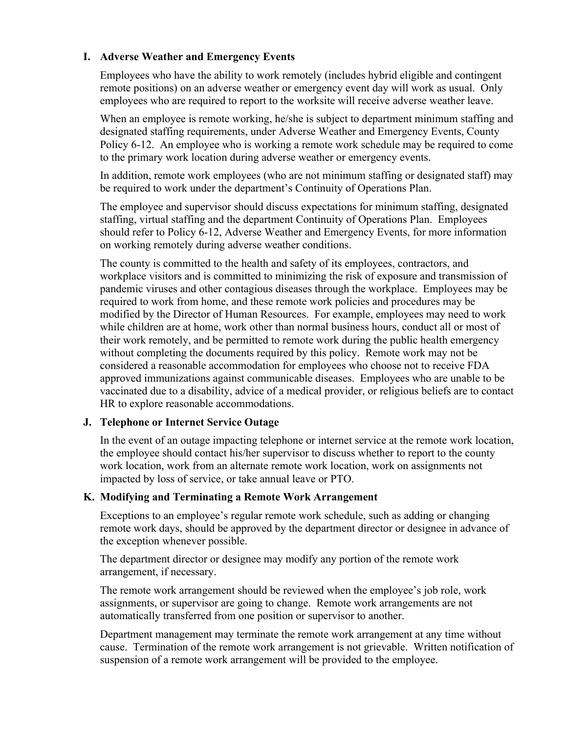### I. Adverse Weather and Emergency Events

Employees who have the ability to work remotely (includes hybrid eligible and contingent remote positions) on an adverse weather or emergency event day will work as usual. Only employees who are required to report to the worksite will receive adverse weather leave.

When an employee is remote working, he/she is subject to department minimum staffing and designated staffing requirements, under Adverse Weather and Emergency Events, County Policy 6-12. An employee who is working a remote work schedule may be required to come to the primary work location during adverse weather or emergency events.

In addition, remote work employees (who are not minimum staffing or designated staff) may be required to work under the department's Continuity of Operations Plan.

The employee and supervisor should discuss expectations for minimum staffing, designated staffing, virtual staffing and the department Continuity of Operations Plan. Employees should refer to Policy 6-12, Adverse Weather and Emergency Events, for more information on working remotely during adverse weather conditions.

The county is committed to the health and safety of its employees, contractors, and workplace visitors and is committed to minimizing the risk of exposure and transmission of pandemic viruses and other contagious diseases through the workplace. Employees may be required to work from home, and these remote work policies and procedures may be modified by the Director of Human Resources. For example, employees may need to work while children are at home, work other than normal business hours, conduct all or most of their work remotely, and be permitted to remote work during the public health emergency without completing the documents required by this policy. Remote work may not be considered a reasonable accommodation for employees who choose not to receive FDA approved immunizations against communicable diseases. Employees who are unable to be vaccinated due to a disability, advice of a medical provider, or religious beliefs are to contact HR to explore reasonable accommodations.

### J. Telephone or Internet Service Outage

In the event of an outage impacting telephone or internet service at the remote work location, the employee should contact his/her supervisor to discuss whether to report to the county work location, work from an alternate remote work location, work on assignments not impacted by loss of service, or take annual leave or PTO.

### K. Modifying and Terminating a Remote Work Arrangement

Exceptions to an employee's regular remote work schedule, such as adding or changing remote work days, should be approved by the department director or designee in advance of the exception whenever possible.

The department director or designee may modify any portion of the remote work arrangement, if necessary.

The remote work arrangement should be reviewed when the employee's job role, work assignments, or supervisor are going to change. Remote work arrangements are not automatically transferred from one position or supervisor to another.

Department management may terminate the remote work arrangement at any time without cause. Termination of the remote work arrangement is not grievable. Written notification of suspension of a remote work arrangement will be provided to the employee.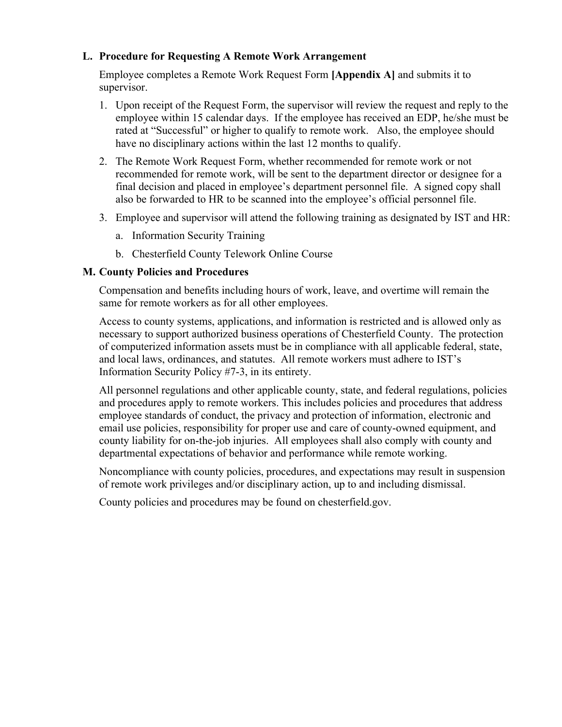### L. Procedure for Requesting A Remote Work Arrangement

Employee completes a Remote Work Request Form **[Appendix A]** and submits it to supervisor.

1. Upon receipt of the Request Form, the supervisor will review the request and reply to the employee within 15 calendar days. If the employee has received an EDP, he/she must be rated at "Successful" or higher to qualify to remote work. Also, the employee should have no disciplinary actions within the last 12 months to qualify.
2. The Remote Work Request Form, whether recommended for remote work or not recommended for remote work, will be sent to the department director or designee for a final decision and placed in employee's department personnel file. A signed copy shall also be forwarded to HR to be scanned into the employee's official personnel file.
3. Employee and supervisor will attend the following training as designated by IST and HR:
    a. Information Security Training
    b. Chesterfield County Telework Online Course

### M. County Policies and Procedures

Compensation and benefits including hours of work, leave, and overtime will remain the same for remote workers as for all other employees.

Access to county systems, applications, and information is restricted and is allowed only as necessary to support authorized business operations of Chesterfield County. The protection of computerized information assets must be in compliance with all applicable federal, state, and local laws, ordinances, and statutes. All remote workers must adhere to IST's Information Security Policy #7-3, in its entirety.

All personnel regulations and other applicable county, state, and federal regulations, policies and procedures apply to remote workers. This includes policies and procedures that address employee standards of conduct, the privacy and protection of information, electronic and email use policies, responsibility for proper use and care of county-owned equipment, and county liability for on-the-job injuries. All employees shall also comply with county and departmental expectations of behavior and performance while remote working.

Noncompliance with county policies, procedures, and expectations may result in suspension of remote work privileges and/or disciplinary action, up to and including dismissal.

County policies and procedures may be found on chesterfield.gov.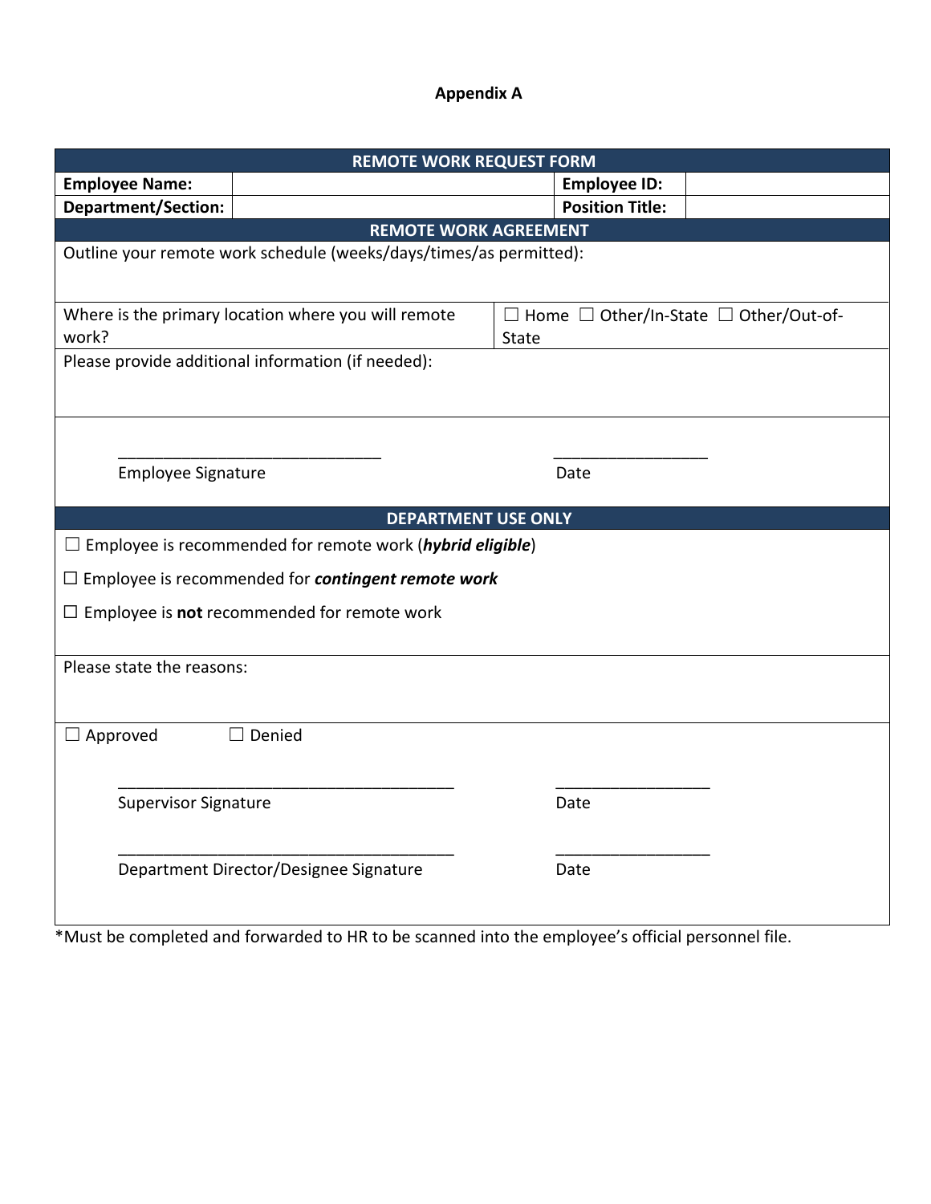# Appendix A

| REMOTE WORK REQUEST FORM | | | |
|---|---|---|---|
| **Employee Name:** | | **Employee ID:** | |
| **Department/Section:** | | **Position Title:** | |

**REMOTE WORK AGREEMENT**

Outline your remote work schedule (weeks/days/times/as permitted):

| Where is the primary location where you will remote work? | ☐ Home ☐ Other/In-State ☐ Other/Out-of-State |
|---|---|

Please provide additional information (if needed):

______________________________ Employee Signature

_________________ Date

**DEPARTMENT USE ONLY**

☐ Employee is recommended for remote work (***hybrid eligible***)

☐ Employee is recommended for ***contingent remote work***

☐ Employee is **not** recommended for remote work

Please state the reasons:

☐ Approved ☐ Denied

______________________________________ Supervisor Signature

_________________ Date

______________________________________ Department Director/Designee Signature

_________________ Date

*Must be completed and forwarded to HR to be scanned into the employee's official personnel file.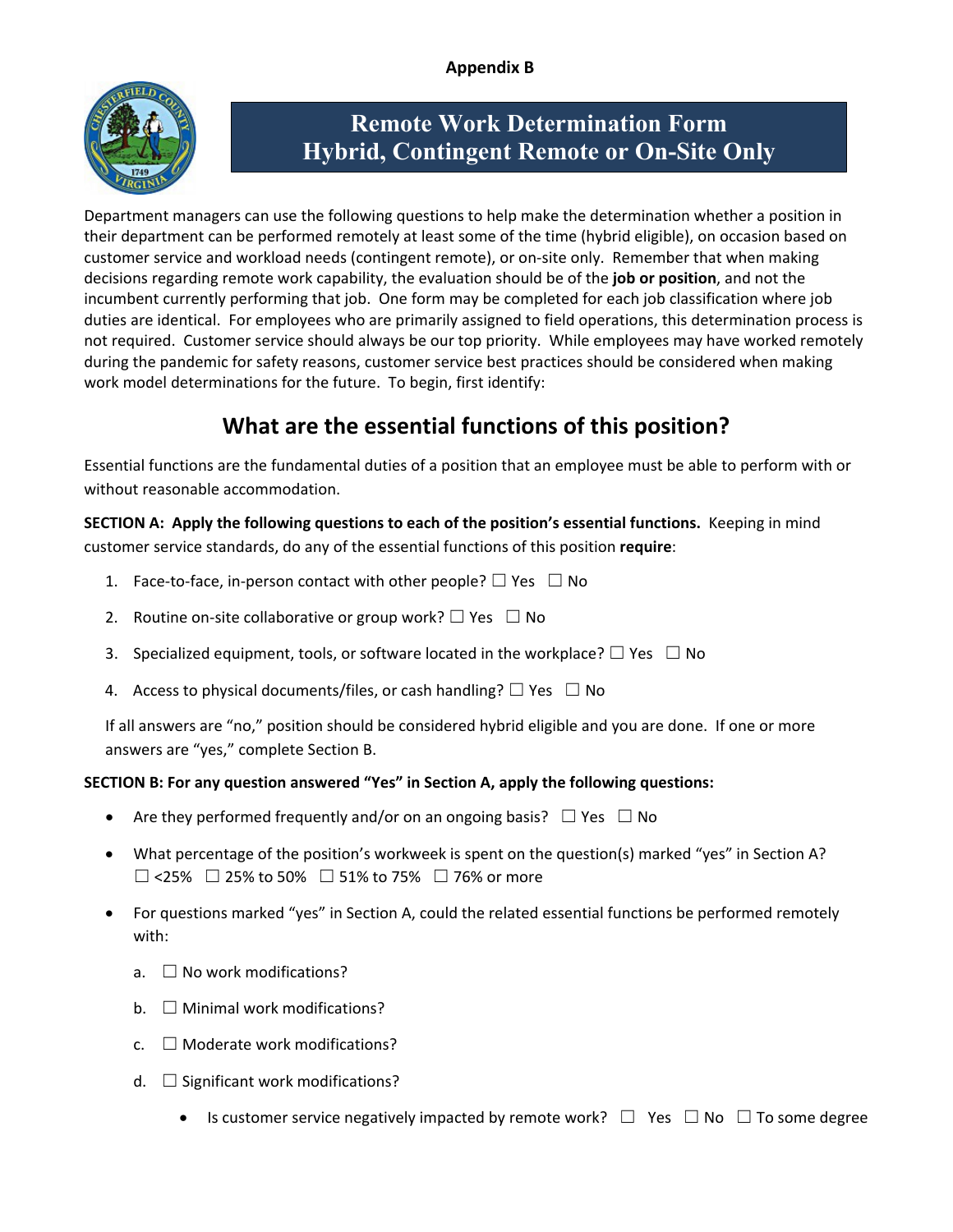**Appendix B**

# Remote Work Determination Form
# Hybrid, Contingent Remote or On-Site Only

Department managers can use the following questions to help make the determination whether a position in their department can be performed remotely at least some of the time (hybrid eligible), on occasion based on customer service and workload needs (contingent remote), or on-site only. Remember that when making decisions regarding remote work capability, the evaluation should be of the **job or position**, and not the incumbent currently performing that job. One form may be completed for each job classification where job duties are identical. For employees who are primarily assigned to field operations, this determination process is not required. Customer service should always be our top priority. While employees may have worked remotely during the pandemic for safety reasons, customer service best practices should be considered when making work model determinations for the future. To begin, first identify:

## What are the essential functions of this position?

Essential functions are the fundamental duties of a position that an employee must be able to perform with or without reasonable accommodation.

**SECTION A: Apply the following questions to each of the position's essential functions.** Keeping in mind customer service standards, do any of the essential functions of this position **require**:

1. Face-to-face, in-person contact with other people? ☐ Yes ☐ No
2. Routine on-site collaborative or group work? ☐ Yes ☐ No
3. Specialized equipment, tools, or software located in the workplace? ☐ Yes ☐ No
4. Access to physical documents/files, or cash handling? ☐ Yes ☐ No

If all answers are "no," position should be considered hybrid eligible and you are done. If one or more answers are "yes," complete Section B.

**SECTION B: For any question answered "Yes" in Section A, apply the following questions:**

- Are they performed frequently and/or on an ongoing basis? ☐ Yes ☐ No
- What percentage of the position's workweek is spent on the question(s) marked "yes" in Section A?
  ☐ <25% ☐ 25% to 50% ☐ 51% to 75% ☐ 76% or more
- For questions marked "yes" in Section A, could the related essential functions be performed remotely with:
  a. ☐ No work modifications?
  b. ☐ Minimal work modifications?
  c. ☐ Moderate work modifications?
  d. ☐ Significant work modifications?
     - Is customer service negatively impacted by remote work? ☐ Yes ☐ No ☐ To some degree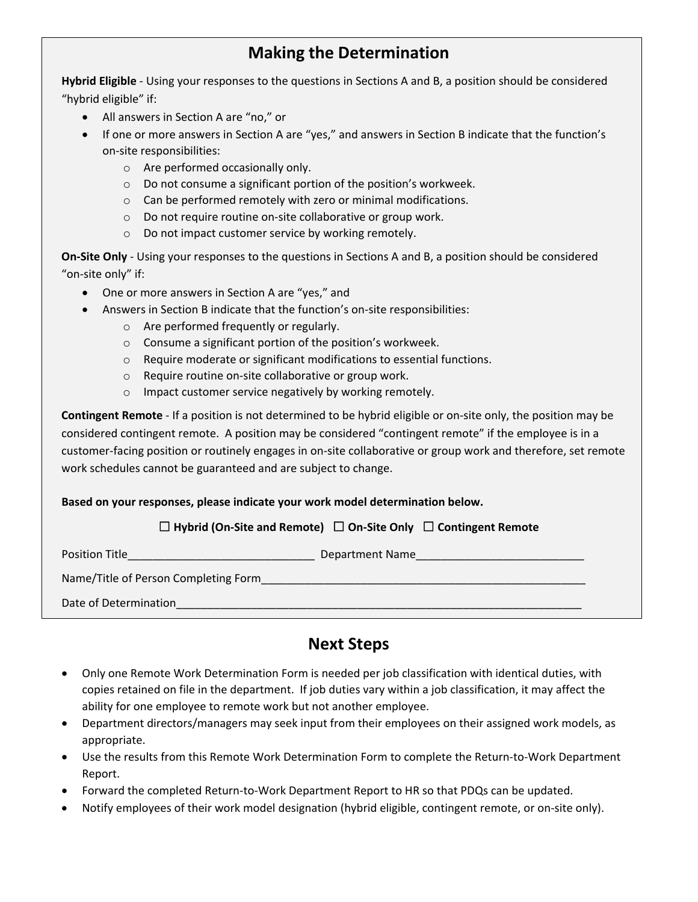## Making the Determination

**Hybrid Eligible** - Using your responses to the questions in Sections A and B, a position should be considered "hybrid eligible" if:

- All answers in Section A are "no," or
- If one or more answers in Section A are "yes," and answers in Section B indicate that the function's on-site responsibilities:
  - Are performed occasionally only.
  - Do not consume a significant portion of the position's workweek.
  - Can be performed remotely with zero or minimal modifications.
  - Do not require routine on-site collaborative or group work.
  - Do not impact customer service by working remotely.

**On-Site Only** - Using your responses to the questions in Sections A and B, a position should be considered "on-site only" if:

- One or more answers in Section A are "yes," and
- Answers in Section B indicate that the function's on-site responsibilities:
  - Are performed frequently or regularly.
  - Consume a significant portion of the position's workweek.
  - Require moderate or significant modifications to essential functions.
  - Require routine on-site collaborative or group work.
  - Impact customer service negatively by working remotely.

**Contingent Remote** - If a position is not determined to be hybrid eligible or on-site only, the position may be considered contingent remote. A position may be considered "contingent remote" if the employee is in a customer-facing position or routinely engages in on-site collaborative or group work and therefore, set remote work schedules cannot be guaranteed and are subject to change.

**Based on your responses, please indicate your work model determination below.**

☐ **Hybrid (On-Site and Remote)** ☐ **On-Site Only** ☐ **Contingent Remote**

Position Title______________________________ Department Name___________________________

Name/Title of Person Completing Form_____________________________________________________

Date of Determination____________________________________________________________________

## Next Steps

- Only one Remote Work Determination Form is needed per job classification with identical duties, with copies retained on file in the department. If job duties vary within a job classification, it may affect the ability for one employee to remote work but not another employee.
- Department directors/managers may seek input from their employees on their assigned work models, as appropriate.
- Use the results from this Remote Work Determination Form to complete the Return-to-Work Department Report.
- Forward the completed Return-to-Work Department Report to HR so that PDQs can be updated.
- Notify employees of their work model designation (hybrid eligible, contingent remote, or on-site only).